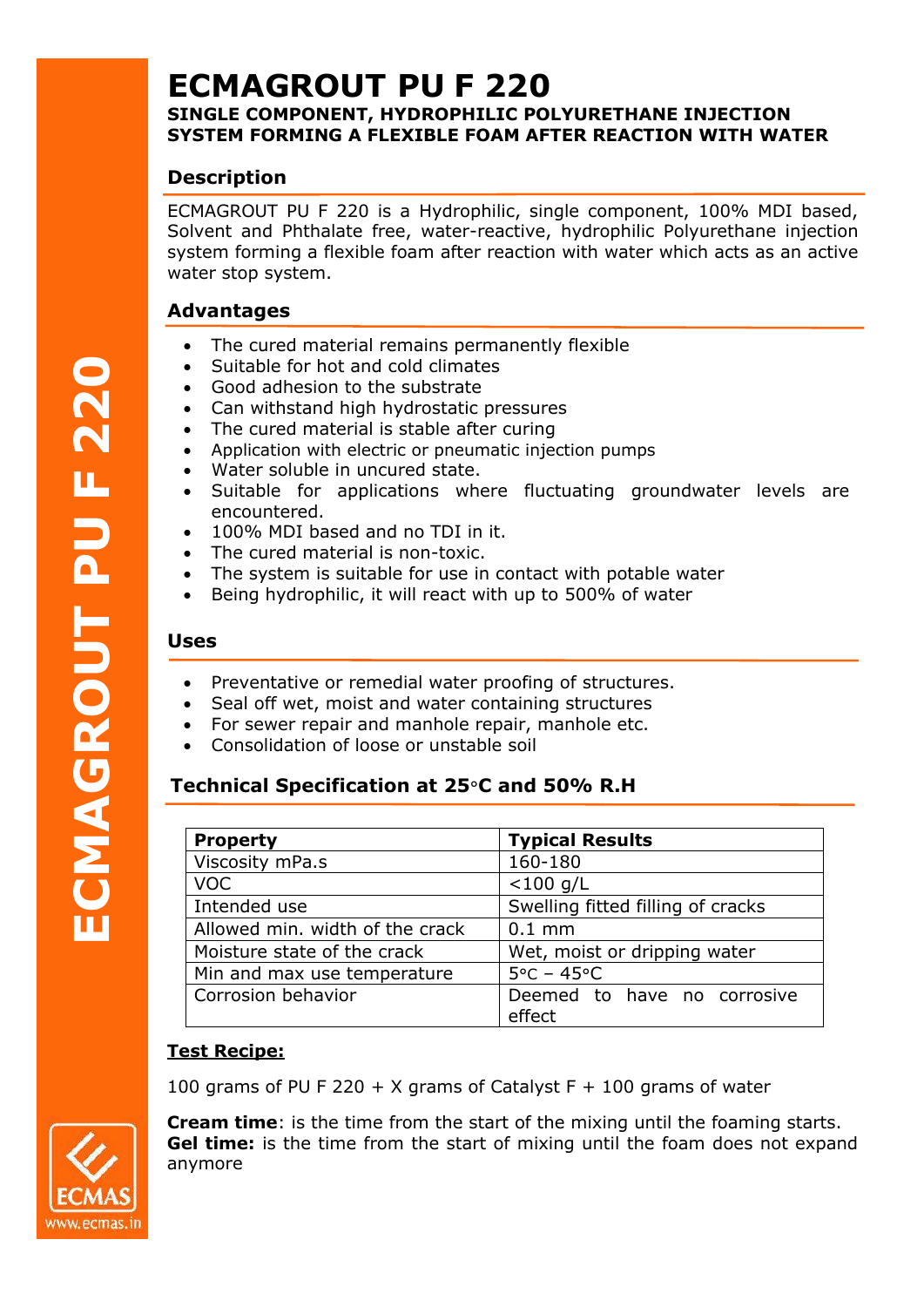# ECMAGROUT PU F 220

**SINGLE COMPONENT, HYDROPHILIC POLYURETHANE INJECTION SYSTEM FORMING A FLEXIBLE FOAM AFTER REACTION WITH WATER**

## Description

ECMAGROUT PU F 220 is a Hydrophilic, single component, 100% MDI based, Solvent and Phthalate free, water-reactive, hydrophilic Polyurethane injection system forming a flexible foam after reaction with water which acts as an active water stop system.

## Advantages

- The cured material remains permanently flexible
- Suitable for hot and cold climates
- Good adhesion to the substrate
- Can withstand high hydrostatic pressures
- The cured material is stable after curing
- Application with electric or pneumatic injection pumps
- Water soluble in uncured state.
- Suitable for applications where fluctuating groundwater levels are encountered.
- 100% MDI based and no TDI in it.
- The cured material is non-toxic.
- The system is suitable for use in contact with potable water
- Being hydrophilic, it will react with up to 500% of water

## Uses

- Preventative or remedial water proofing of structures.
- Seal off wet, moist and water containing structures
- For sewer repair and manhole repair, manhole etc.
- Consolidation of loose or unstable soil

## Technical Specification at 25°C and 50% R.H

| Property | Typical Results |
|---|---|
| Viscosity mPa.s | 160-180 |
| VOC | <100 g/L |
| Intended use | Swelling fitted filling of cracks |
| Allowed min. width of the crack | 0.1 mm |
| Moisture state of the crack | Wet, moist or dripping water |
| Min and max use temperature | 5°C – 45°C |
| Corrosion behavior | Deemed to have no corrosive effect |

**Test Recipe:**

100 grams of PU F 220 + X grams of Catalyst F + 100 grams of water

**Cream time**: is the time from the start of the mixing until the foaming starts.
**Gel time:** is the time from the start of mixing until the foam does not expand anymore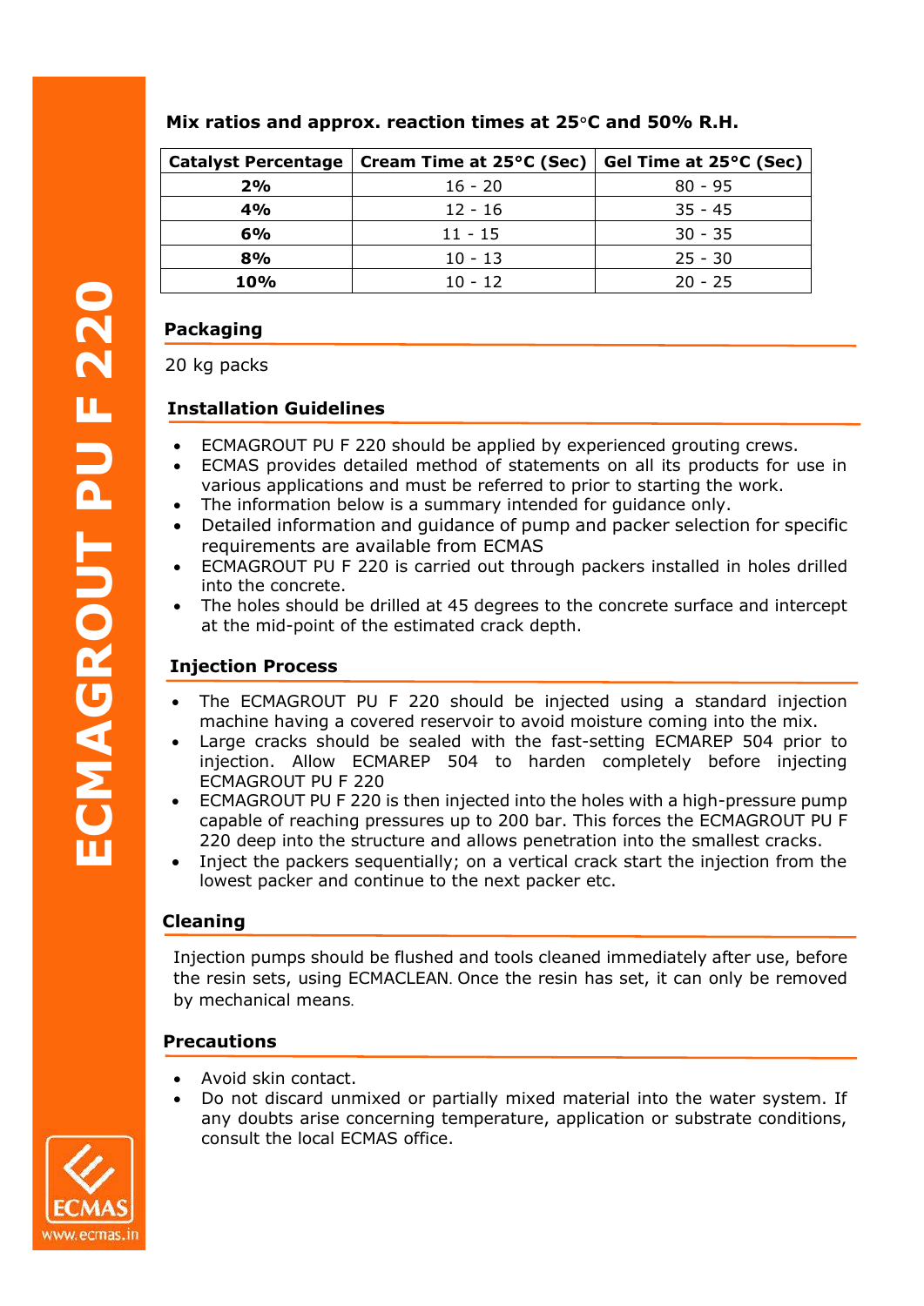**Mix ratios and approx. reaction times at 25°C and 50% R.H.**

| Catalyst Percentage | Cream Time at 25°C (Sec) | Gel Time at 25°C (Sec) |
|---|---|---|
| **2%** | 16 - 20 | 80 - 95 |
| **4%** | 12 - 16 | 35 - 45 |
| **6%** | 11 - 15 | 30 - 35 |
| **8%** | 10 - 13 | 25 - 30 |
| **10%** | 10 - 12 | 20 - 25 |

## Packaging

20 kg packs

## Installation Guidelines

- ECMAGROUT PU F 220 should be applied by experienced grouting crews.
- ECMAS provides detailed method of statements on all its products for use in various applications and must be referred to prior to starting the work.
- The information below is a summary intended for guidance only.
- Detailed information and guidance of pump and packer selection for specific requirements are available from ECMAS
- ECMAGROUT PU F 220 is carried out through packers installed in holes drilled into the concrete.
- The holes should be drilled at 45 degrees to the concrete surface and intercept at the mid-point of the estimated crack depth.

## Injection Process

- The ECMAGROUT PU F 220 should be injected using a standard injection machine having a covered reservoir to avoid moisture coming into the mix.
- Large cracks should be sealed with the fast-setting ECMAREP 504 prior to injection. Allow ECMAREP 504 to harden completely before injecting ECMAGROUT PU F 220
- ECMAGROUT PU F 220 is then injected into the holes with a high-pressure pump capable of reaching pressures up to 200 bar. This forces the ECMAGROUT PU F 220 deep into the structure and allows penetration into the smallest cracks.
- Inject the packers sequentially; on a vertical crack start the injection from the lowest packer and continue to the next packer etc.

## Cleaning

Injection pumps should be flushed and tools cleaned immediately after use, before the resin sets, using ECMACLEAN. Once the resin has set, it can only be removed by mechanical means.

## Precautions

- Avoid skin contact.
- Do not discard unmixed or partially mixed material into the water system. If any doubts arise concerning temperature, application or substrate conditions, consult the local ECMAS office.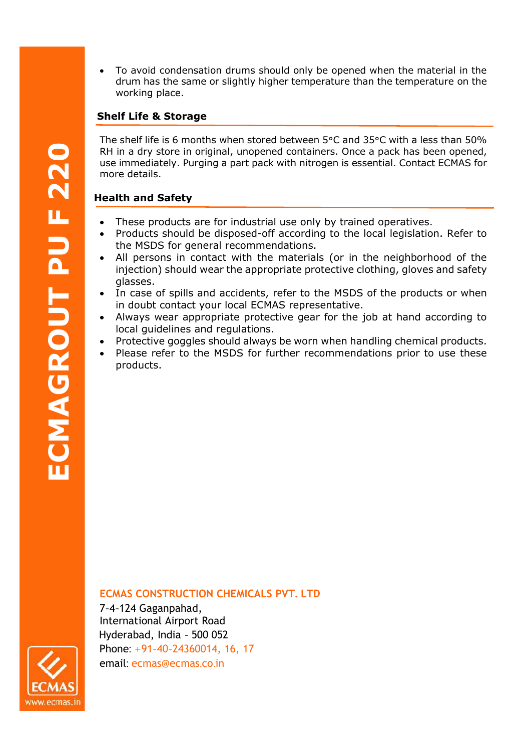- To avoid condensation drums should only be opened when the material in the drum has the same or slightly higher temperature than the temperature on the working place.

## Shelf Life & Storage

The shelf life is 6 months when stored between 5°C and 35°C with a less than 50% RH in a dry store in original, unopened containers. Once a pack has been opened, use immediately. Purging a part pack with nitrogen is essential. Contact ECMAS for more details.

## Health and Safety

- These products are for industrial use only by trained operatives.
- Products should be disposed-off according to the local legislation. Refer to the MSDS for general recommendations.
- All persons in contact with the materials (or in the neighborhood of the injection) should wear the appropriate protective clothing, gloves and safety glasses.
- In case of spills and accidents, refer to the MSDS of the products or when in doubt contact your local ECMAS representative.
- Always wear appropriate protective gear for the job at hand according to local guidelines and regulations.
- Protective goggles should always be worn when handling chemical products.
- Please refer to the MSDS for further recommendations prior to use these products.

**ECMAS CONSTRUCTION CHEMICALS PVT. LTD**

7-4-124 Gaganpahad,
International Airport Road
Hyderabad, India - 500 052
Phone: +91-40-24360014, 16, 17
email: ecmas@ecmas.co.in